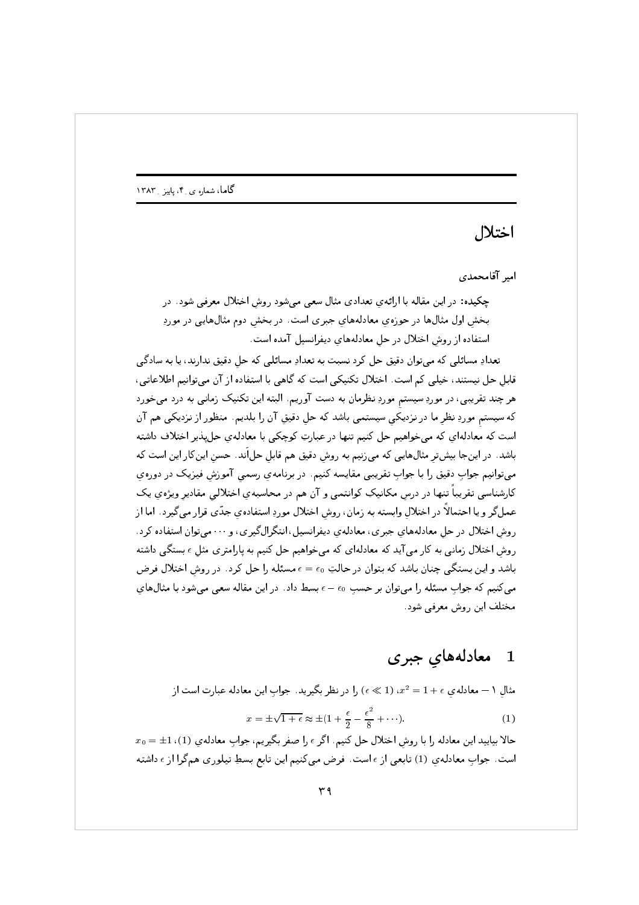# اختلال

امیر آقامحمدی

**چکیده:** در این مقاله با ارائه‌ی تعدادی مثال سعی می‌شود روشِ اختلال معرفی شود. در بخشِ اول مثال‌ها در حوزه‌ی معادله‌های جبری است. در بخشِ دوم مثال‌هایی در موردِ استفاده از روشِ اختلال در حلِ معادله‌های دیفرانسیل آمده است.

تعدادِ مسائلی که می‌توان دقیق حل کرد نسبت به تعدادِ مسائلی که حلِ دقیق ندارند، یا به سادگی قابلِ حل نیستند، خیلی کم است. اختلال تکنیکی است که گاهی با استفاده از آن می‌توانیم اطلاعاتی، هر چند تقریبی، در موردِ سیستمِ موردِ نظرمان به دست آوریم. البته این تکنیک زمانی به درد می‌خورد که سیستمِ موردِ نظرِ ما در نزدیکیِ سیستمی باشد که حلِ دقیقِ آن را بلدیم. منظور از نزدیکی هم آن است که معادله‌ای که می‌خواهیم حل کنیم تنها در عبارتِ کوچکی با معادله‌ی حل‌پذیر اختلاف داشته باشد. در این‌جا بیش‌تر مثال‌هایی که می‌زنیم به روشِ دقیق هم قابلِ حل‌اند. حسنِ این‌کار این است که می‌توانیم جوابِ دقیق را با جوابِ تقریبی مقایسه کنیم. در برنامه‌ی رسمیِ آموزشِ فیزیک در دوره‌ی کارشناسی تقریباً تنها در درسِ مکانیکِ کوانتمی و آن هم در محاسبه‌ی اختلالیِ مقادیرِ ویژه‌ی یک عملگر و یا احتمالاً در اختلالِ وابسته به زمان، روشِ اختلال موردِ استفاده‌ی جدّی قرار می‌گیرد. اما از روشِ اختلال در حلِ معادله‌های جبری، معادله‌ی دیفرانسیل، انتگرال‌گیری، و ... می‌توان استفاده کرد. روشِ اختلال زمانی به کار می‌آید که معادله‌ای که می‌خواهیم حل کنیم به پارامتری مثلِ $\epsilon$ بستگی داشته باشد و این بستگی چنان باشد که بتوان در حالتِ $\epsilon = \epsilon_0$ مسئله را حل کرد. در روشِ اختلال فرض می‌کنیم که جوابِ مسئله را می‌توان بر حسبِ $\epsilon - \epsilon_0$ بسط داد. در این مقاله سعی می‌شود با مثال‌هایِ مختلف این روش معرفی شود.

## 1 معادله‌هایِ جبری

مثالِ ۱ — معادله‌یِ $x^2 = 1 + \epsilon$، $(\epsilon \ll 1)$ را در نظر بگیرید. جوابِ این معادله عبارت است از

$$x = \pm\sqrt{1+\epsilon} \approx \pm(1 + \frac{\epsilon}{2} - \frac{\epsilon^2}{8} + \cdots). \tag{1}$$

حالا بیایید این معادله را با روشِ اختلال حل کنیم. اگر $\epsilon$ را صفر بگیریم، جوابِ معادله‌یِ (1)، $x_0 = \pm 1$، است. جوابِ معادله‌یِ (1) تابعی از $\epsilon$ است. فرض می‌کنیم این تابع بسطِ تیلوریِ همگرا از $\epsilon$ داشته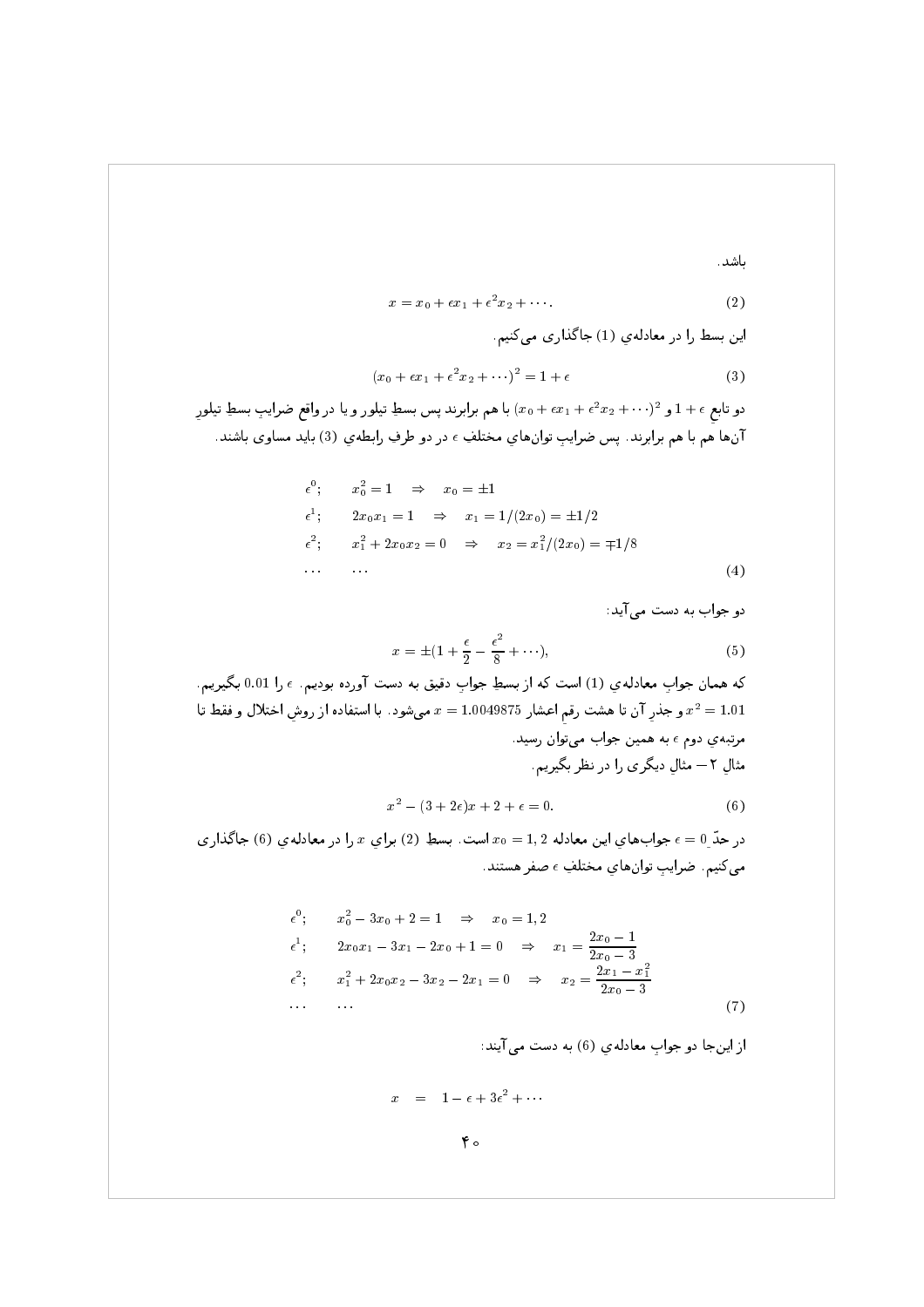باشد.

$$x = x_0 + \epsilon x_1 + \epsilon^2 x_2 + \cdots. \tag{2}$$

این بسط را در معادله‌ی (1) جاگذاری می‌کنیم.

$$(x_0 + \epsilon x_1 + \epsilon^2 x_2 + \cdots)^2 = 1 + \epsilon \tag{3}$$

دو تابع $1+\epsilon$ و $(x_0 + \epsilon x_1 + \epsilon^2 x_2 + \cdots)^2$ با هم برابرند پس بسطِ تیلور و یا در واقع ضرایبِ بسطِ تیلورِ آن‌ها هم با هم برابرند. پس ضرایبِ توان‌هاي مختلفِ $\epsilon$ در دو طرفِ رابطه‌ی (3) باید مساوی باشند.

$$\begin{array}{ll}
\epsilon^0; & x_0^2 = 1 \quad \Rightarrow \quad x_0 = \pm 1 \\
\epsilon^1; & 2x_0 x_1 = 1 \quad \Rightarrow \quad x_1 = 1/(2x_0) = \pm 1/2 \\
\epsilon^2; & x_1^2 + 2x_0 x_2 = 0 \quad \Rightarrow \quad x_2 = x_1^2/(2x_0) = \mp 1/8 \\
\cdots & \cdots
\end{array} \tag{4}$$

دو جواب به دست می‌آید:

$$x = \pm(1 + \frac{\epsilon}{2} - \frac{\epsilon^2}{8} + \cdots), \tag{5}$$

که همان جوابِ معادله‌ی (1) است که از بسطِ جوابِ دقیق به دست آورده بودیم. $\epsilon$ را $0.01$ بگیریم. $x^2 = 1.01$ و جذرِ آن تا هشت رقمِ اعشار $x = 1.0049875$ می‌شود. با استفاده از روشِ اختلال و فقط تا مرتبه‌ی دوم $\epsilon$ به همین جواب می‌توان رسید.

مثالِ ۲ – مثالِ دیگری را در نظر بگیریم.

$$x^2 - (3 + 2\epsilon)x + 2 + \epsilon = 0. \tag{6}$$

در حدِّ $\epsilon = 0$ جواب‌هاي این معادله $x_0 = 1, 2$ است. بسطِ (2) براي $x$ را در معادله‌ی (6) جاگذاری می‌کنیم. ضرایبِ توان‌هاي مختلفِ $\epsilon$ صفر هستند.

$$\begin{array}{ll}
\epsilon^0; & x_0^2 - 3x_0 + 2 = 1 \quad \Rightarrow \quad x_0 = 1, 2 \\
\epsilon^1; & 2x_0 x_1 - 3x_1 - 2x_0 + 1 = 0 \quad \Rightarrow \quad x_1 = \dfrac{2x_0 - 1}{2x_0 - 3} \\
\epsilon^2; & x_1^2 + 2x_0 x_2 - 3x_2 - 2x_1 = 0 \quad \Rightarrow \quad x_2 = \dfrac{2x_1 - x_1^2}{2x_0 - 3} \\
\cdots & \cdots
\end{array} \tag{7}$$

از این‌جا دو جوابِ معادله‌ی (6) به دست می‌آیند:

$$x = 1 - \epsilon + 3\epsilon^2 + \cdots$$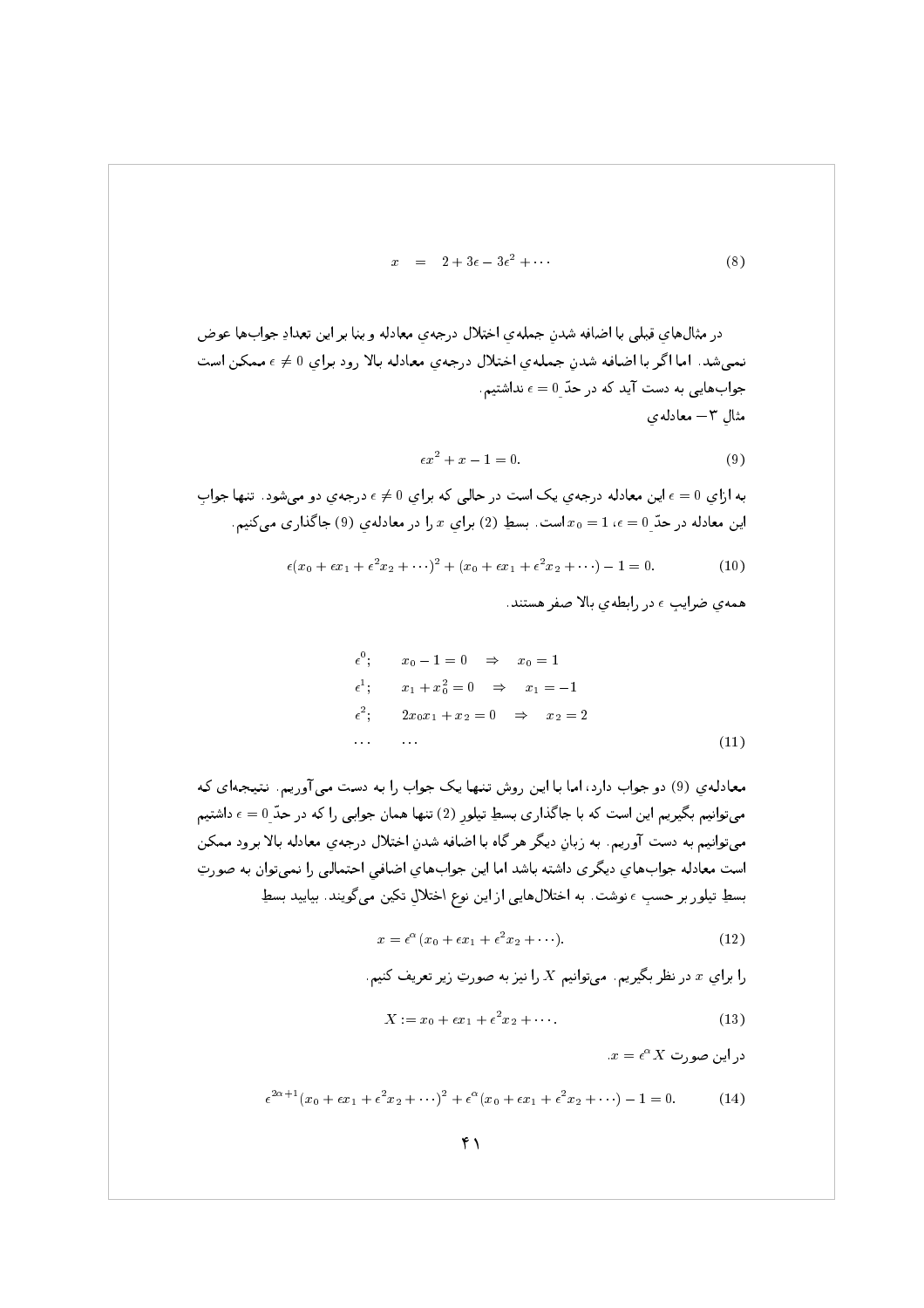$$x = 2 + 3\epsilon - 3\epsilon^2 + \cdots \tag{8}$$

در مثال‌هاي قبلي با اضافه شدنِ جمله‌ي اختلال درجه‌ي معادله و بنا بر اين تعدادِ جواب‌ها عوض نمي‌شد. اما اگر با اضافه شدنِ جمله‌ي اختلال درجه‌ي معادله بالا رود براي $\epsilon \neq 0$ ممکن است جواب‌هايي به دست آيد که در حدّ $\epsilon = 0$ نداشتيم.

مثال ۳ــ معادله‌ي

$$\epsilon x^2 + x - 1 = 0. \tag{9}$$

به ازاي $\epsilon = 0$ اين معادله درجه‌ي يک است در حالي که براي $\epsilon \neq 0$ درجه‌ي دو مي‌شود. تنها جوابِ اين معادله در حدّ $\epsilon = 0$، $x_0 = 1$ است. بسطِ (2) براي $x$ را در معادله‌ي (9) جاگذاری مي‌کنيم.

$$\epsilon(x_0 + \epsilon x_1 + \epsilon^2 x_2 + \cdots)^2 + (x_0 + \epsilon x_1 + \epsilon^2 x_2 + \cdots) - 1 = 0. \tag{10}$$

همه‌ي ضرايبِ $\epsilon$ در رابطه‌ي بالا صفر هستند.

$$\begin{aligned}
&\epsilon^0; \qquad x_0 - 1 = 0 \quad \Rightarrow \quad x_0 = 1 \\
&\epsilon^1; \qquad x_1 + x_0^2 = 0 \quad \Rightarrow \quad x_1 = -1 \\
&\epsilon^2; \qquad 2x_0 x_1 + x_2 = 0 \quad \Rightarrow \quad x_2 = 2 \\
&\cdots \qquad \cdots
\end{aligned} \tag{11}$$

معادله‌ي (9) دو جواب دارد، اما با اين روش تنها يک جواب را به دست مي‌آوريم. نتيجه‌اي که مي‌توانيم بگيريم اين است که با جاگذاری بسطِ تيلورِ (2) تنها همان جوابي را که در حدّ $\epsilon = 0$ داشتيم مي‌توانيم به دست آوريم. به زبانِ ديگر هر گاه با اضافه شدنِ اختلال درجه‌ي معادله بالا برود ممکن است معادله جواب‌هاي ديگری داشته باشد اما اين جواب‌هاي اضافيِ احتمالي را نمي‌توان به صورتِ بسطِ تيلور بر حسبِ $\epsilon$ نوشت. به اختلال‌هايي از اين نوع اختلالِ تکين مي‌گويند. بياييد بسطِ

$$x = \epsilon^{\alpha}(x_0 + \epsilon x_1 + \epsilon^2 x_2 + \cdots). \tag{12}$$

را براي $x$ در نظر بگيريم. مي‌توانيم $X$ را نيز به صورتِ زير تعريف کنيم.

$$X := x_0 + \epsilon x_1 + \epsilon^2 x_2 + \cdots. \tag{13}$$

در اين صورت $x = \epsilon^{\alpha} X$.

$$\epsilon^{2\alpha+1}(x_0 + \epsilon x_1 + \epsilon^2 x_2 + \cdots)^2 + \epsilon^{\alpha}(x_0 + \epsilon x_1 + \epsilon^2 x_2 + \cdots) - 1 = 0. \tag{14}$$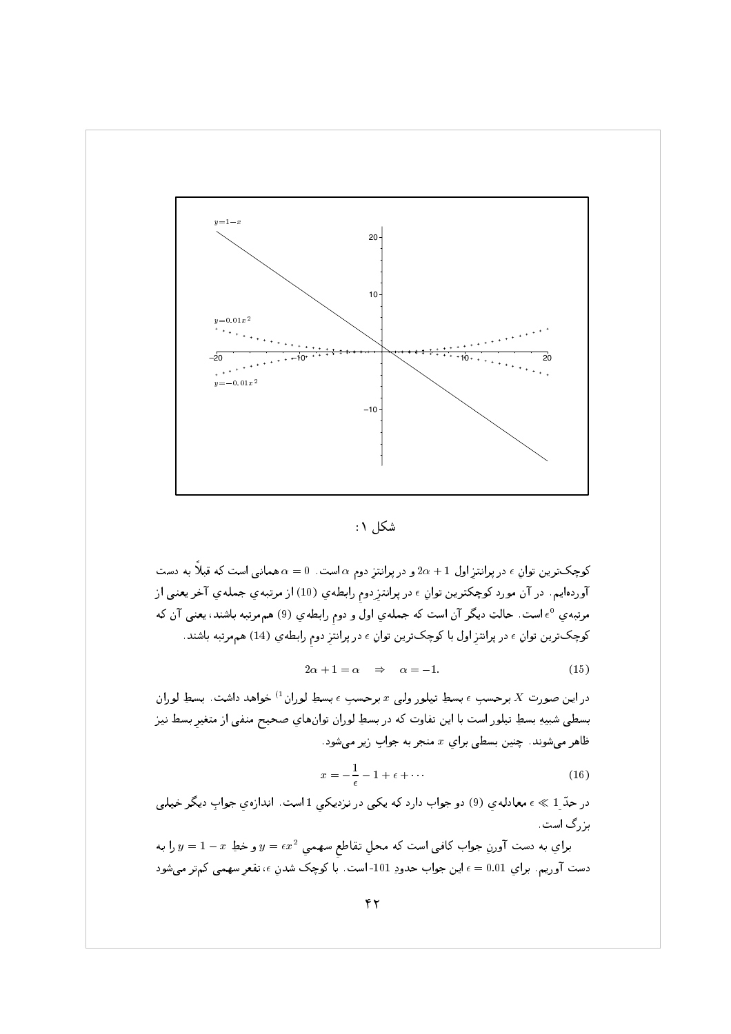شکل ۱:

کوچک‌ترین توانِ $\epsilon$ در پرانتزِ اول $2\alpha+1$ و در پرانتزِ دوم $\alpha$ است. $\alpha=0$ همانی است که قبلاً به دست آورده‌ایم. در آن مورد کوچکترین توانِ $\epsilon$ در پرانتزِ دومِ رابطه‌ی (10) از مرتبه‌ی جمله‌ی آخر یعنی از مرتبه‌ی $\epsilon^0$ است. حالتِ دیگر آن است که جمله‌ی اول و دومِ رابطه‌ی (9) هم‌مرتبه باشند، یعنی آن که کوچک‌ترین توانِ $\epsilon$ در پرانتزِ اول با کوچک‌ترین توانِ $\epsilon$ در پرانتزِ دومِ رابطه‌ی (14) هم‌مرتبه باشند.

$$2\alpha+1=\alpha \quad \Rightarrow \quad \alpha=-1. \tag{15}$$

در این صورت $X$ برحسبِ $\epsilon$ بسطِ تیلور ولی $x$ برحسبِ $\epsilon$ بسطِ لوران[1] خواهد داشت. بسطِ لوران بسطی شبیهِ بسطِ تیلور است با این تفاوت که در بسطِ لوران توان‌های صحیحِ منفی از متغیرِ بسط نیز ظاهر می‌شوند. چنین بسطی برای $x$ منجر به جوابِ زیر می‌شود.

$$x=-\frac{1}{\epsilon}-1+\epsilon+\cdots \tag{16}$$

در حدِّ $\epsilon \ll 1$ معادله‌ی (9) دو جواب دارد که یکی در نزدیکیِ 1 است. اندازه‌ی جوابِ دیگر خیلی بزرگ است.

برای به دست آوردنِ جواب کافی است که محلِ تقاطعِ سهمیِ $y=\epsilon x^2$ و خطِ $y=1-x$ را به دست آوریم. برای $\epsilon=0.01$ این جواب حدودِ 101- است. با کوچک شدنِ $\epsilon$، تقعرِ سهمی کم‌تر می‌شود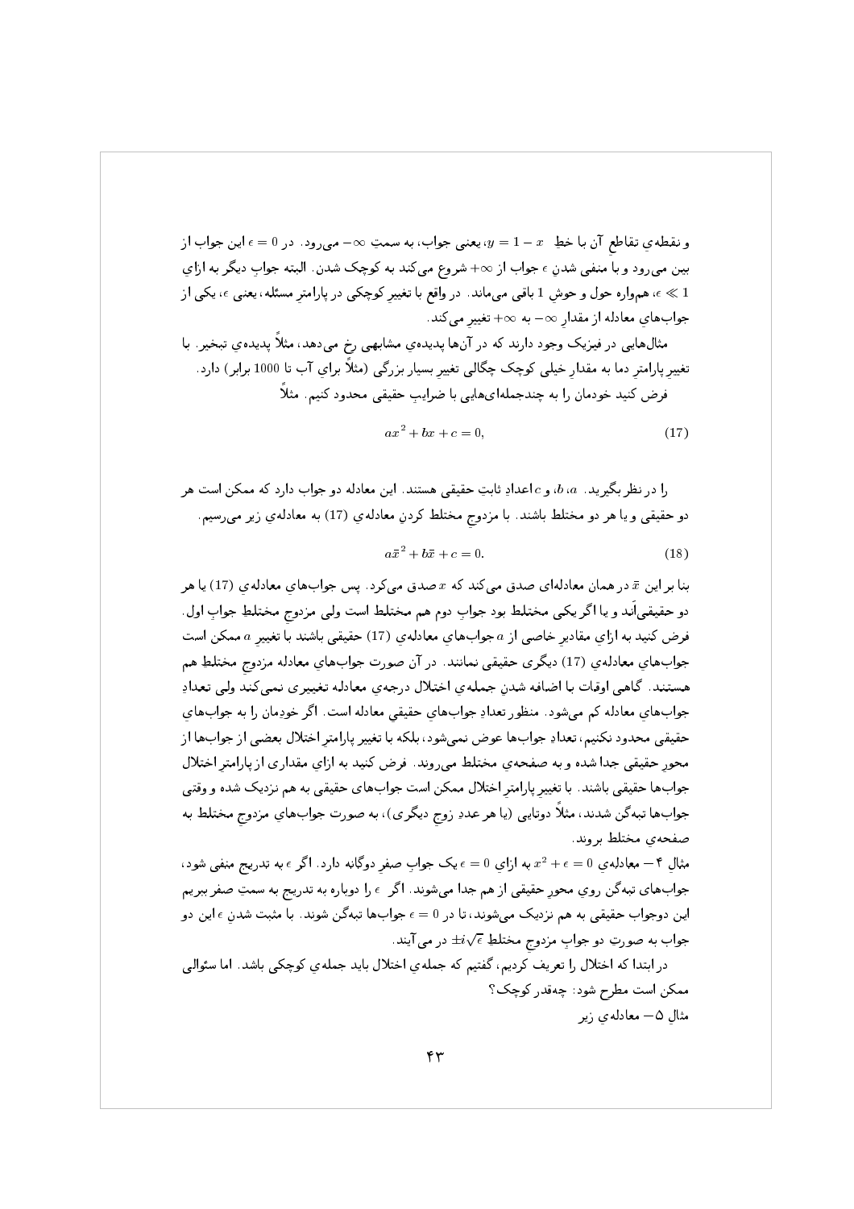و نقطه‌ی تقاطع آن با خطِ $y = 1 - x$، یعنی جواب، به سمتِ $\infty-$ می‌رود. در $\epsilon = 0$ این جواب از بین می‌رود و با منفی شدنِ $\epsilon$ جواب از $\infty+$ شروع می‌کند به کوچک شدن. البته جوابِ دیگر به ازای $\epsilon \ll 1$، همواره حول و حوش $1$ باقی می‌ماند. در واقع با تغییرِ کوچکی در پارامترِ مسئله، یعنی $\epsilon$، یکی از جواب‌های معادله از مقدارِ $\infty-$ به $\infty+$ تغییر می‌کند.

مثال‌هایی در فیزیک وجود دارند که در آن‌ها پدیده‌ی مشابهی رخ می‌دهد، مثلاً پدیده‌ی تبخیر. با تغییرِ پارامترِ دما به مقدارِ خیلی کوچک چگالی تغییر بسیار بزرگی (مثلاً برای آب تا $1000$ برابر) دارد.

فرض کنید خودمان را به چندجمله‌ای‌هایی با ضرایبِ حقیقی محدود کنیم. مثلاً

$$ax^2 + bx + c = 0, \tag{17}$$

را در نظر بگیرید. $a$، $b$، و $c$ اعدادِ ثابتِ حقیقی هستند. این معادله دو جواب دارد که ممکن است هر دو حقیقی و یا هر دو مختلط باشند. با مزدوجِ مختلط کردنِ معادله‌ی (17) به معادله‌ی زیر می‌رسیم.

$$a\bar{x}^2 + b\bar{x} + c = 0. \tag{18}$$

بنا بر این $\bar{x}$ در همان معادله‌ای صدق می‌کند که $x$ صدق می‌کرد. پس جواب‌های معادله‌ی (17) یا هر دو حقیقی‌اند و یا اگر یکی مختلط بود جوابِ دوم هم مختلط است ولی مزدوجِ مختلطِ جوابِ اول. فرض کنید به ازای مقادیرِ خاصی از $a$ جواب‌های معادله‌ی (17) حقیقی باشند با تغییرِ $a$ ممکن است جواب‌های معادله‌ی (17) دیگری حقیقی نمانند. در آن صورت جواب‌های معادله مزدوجِ مختلطِ هم هستند. گاهی اوقات با اضافه شدنِ جمله‌ی اختلال درجه‌ی معادله تغییری نمی‌کند ولی تعدادِ جواب‌های معادله کم می‌شود. منظور تعدادِ جواب‌های حقیقی معادله است. اگر خودمان را به جواب‌های حقیقی محدود نکنیم، تعدادِ جواب‌ها عوض نمی‌شود، بلکه با تغییر پارامترِ اختلال بعضی از جواب‌ها از محورِ حقیقی جدا شده و به صفحه‌ی مختلط می‌روند. فرض کنید به ازای مقداری از پارامترِ اختلال جواب‌ها حقیقی باشند. با تغییرِ پارامترِ اختلال ممکن است جواب‌های حقیقی به هم نزدیک شده و وقتی جواب‌ها تبه‌گن شدند، مثلاً دوتایی (یا هر عددِ زوجِ دیگری)، به صورت جواب‌های مزدوجِ مختلط به صفحه‌ی مختلط بروند.

مثالِ ۴ – معادله‌ی $x^2 + \epsilon = 0$ به ازای $\epsilon = 0$ یک جوابِ صفرِ دوگانه دارد. اگر $\epsilon$ به تدریج منفی شود، جواب‌های تبه‌گن روی محورِ حقیقی از هم جدا می‌شوند. اگر $\epsilon$ را دوباره به تدریج به سمتِ صفر ببریم این دوجواب حقیقی به هم نزدیک می‌شوند، تا در $\epsilon = 0$ جواب‌ها تبه‌گن شوند. با مثبت شدنِ $\epsilon$ این دو جواب به صورتِ دو جوابِ مزدوجِ مختلطِ $\pm i\sqrt{\epsilon}$ در می‌آیند.

در ابتدا که اختلال را تعریف کردیم، گفتیم که جمله‌ی اختلال باید جمله‌ی کوچکی باشد. اما سؤالی ممکن است مطرح شود: چه‌قدر کوچک؟

مثالِ ۵ – معادله‌ی زیر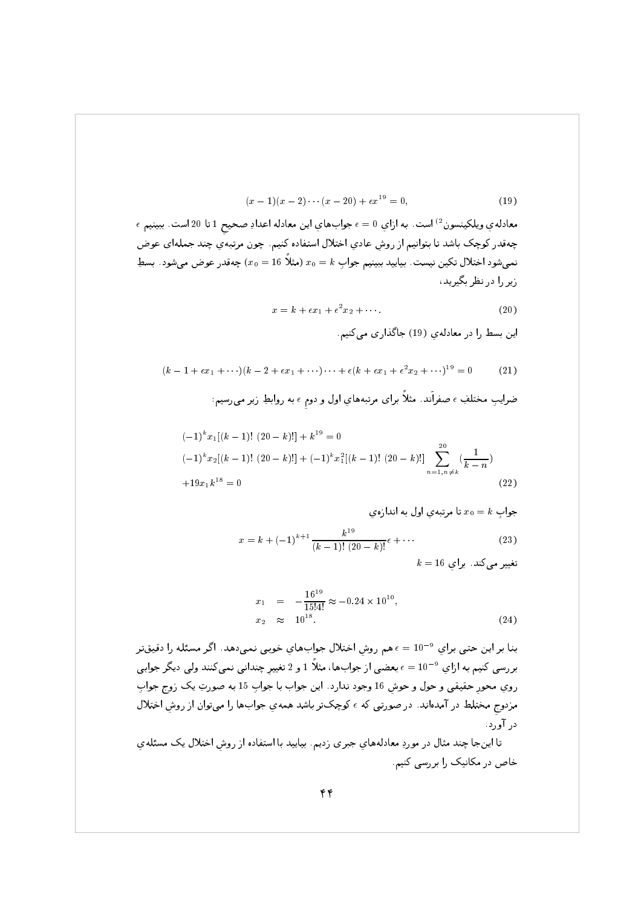$$(x-1)(x-2)\cdots(x-20)+\epsilon x^{19}=0, \tag{19}$$

معادله‌ي ويلكينسون[2] است. به ازاي $\epsilon=0$ جواب‌هاي اين معادله اعدادِ صحيحِ 1 تا 20 است. ببينيم $\epsilon$ چه‌قدر کوچک باشد تا بتوانيم از روشِ عادي اختلال استفاده کنيم. چون مرتبه‌ي چند جمله‌ای عوض نمی‌شود اختلال تکين نيست. بياييد ببينيم جوابِ $x_0=k$ (مثلاً $x_0=16$) چه‌قدر عوض می‌شود. بسطِ زير را در نظر بگيريد،

$$x=k+\epsilon x_1+\epsilon^2 x_2+\cdots. \tag{20}$$

اين بسط را در معادله‌ي (19) جاگذاری می‌کنيم.

$$(k-1+\epsilon x_1+\cdots)(k-2+\epsilon x_1+\cdots)\cdots+\epsilon(k+\epsilon x_1+\epsilon^2 x_2+\cdots)^{19}=0 \tag{21}$$

ضرايبِ مختلفِ $\epsilon$ صفراَند. مثلاً برای مرتبه‌هاي اول و دومِ $\epsilon$ به روابطِ زير می‌رسيم:

$$\begin{aligned}
&(-1)^k x_1[(k-1)!\ (20-k)!]+k^{19}=0\\
&(-1)^k x_2[(k-1)!\ (20-k)!]+(-1)^k x_1^2[(k-1)!\ (20-k)!]\sum_{n=1,n\neq k}^{20}\left(\frac{1}{k-n}\right)\\
&+19x_1k^{18}=0
\end{aligned} \tag{22}$$

جوابِ $x_0=k$ تا مرتبه‌ي اول به اندازه‌ي

$$x=k+(-1)^{k+1}\frac{k^{19}}{(k-1)!\ (20-k)!}\epsilon+\cdots \tag{23}$$

تغيير می‌کند. براي $k=16$

$$\begin{aligned}
x_1 &= -\frac{16^{19}}{15!4!}\approx -0.24\times 10^{10},\\
x_2 &\approx 10^{18}.
\end{aligned} \tag{24}$$

بنا بر اين حتی برای $\epsilon=10^{-9}$ هم روشِ اختلال جواب‌هاي خوبی نمی‌دهد. اگر مسئله را دقيق‌تر بررسی کنيم به ازاي $\epsilon=10^{-9}$ بعضی از جواب‌ها، مثلاً 1 و 2 تغييرِ چندانی نمی‌کنند ولی ديگر جوابی روي محورِ حقيقی و حول و حوش 16 وجود ندارد. اين جواب با جوابِ 15 به صورتِ يک زوج جوابِ مزدوجِ مختلط در آمده‌اند. در صورتی که $\epsilon$ کوچک‌تر باشد همه‌ي جواب‌ها را می‌توان از روشِ اختلال در آورد.

تا اين‌جا چند مثال در موردِ معادله‌هاي جبری زديم. بياييد با استفاده از روشِ اختلال يک مسئله‌ي خاص در مکانيک را بررسی کنيم.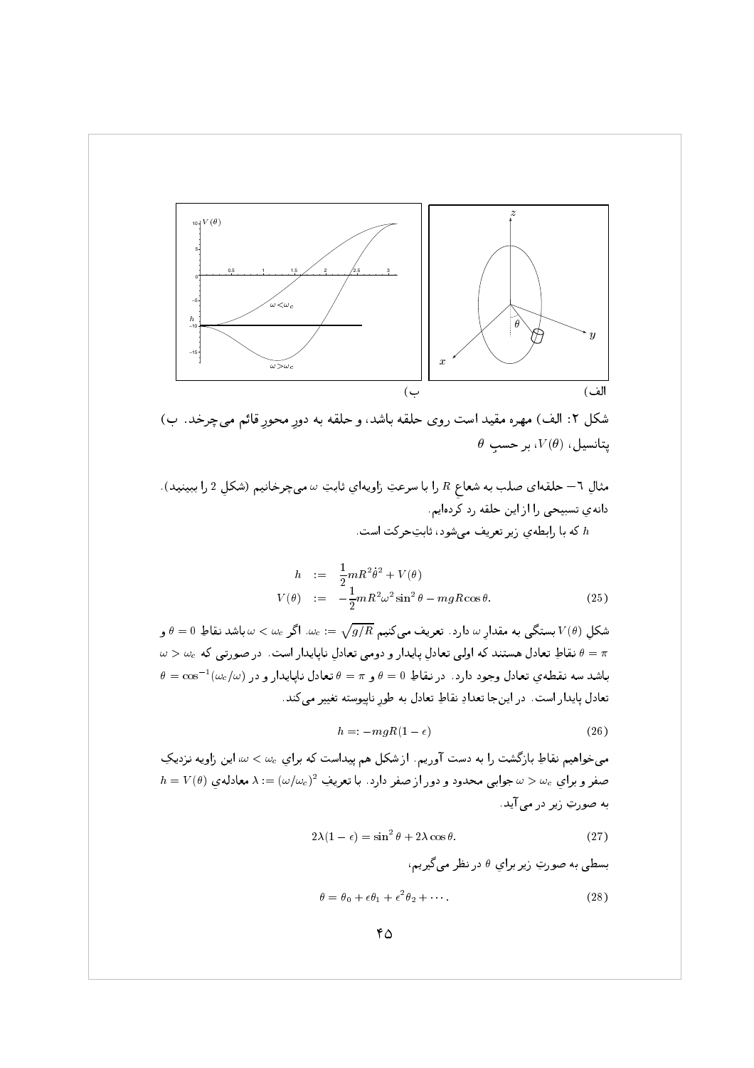شکل ۲: الف) مهره مقید است روی حلقه باشد، و حلقه به دورِ محورِ قائم می‌چرخد. ب) پتانسیل، $V(\theta)$، بر حسبِ $\theta$

مثالِ ۶– حلقه‌ای صلب به شعاعِ $R$ را با سرعتِ زاویه‌ایِ ثابتِ $\omega$ می‌چرخانیم (شکلِ 2 را ببینید). دانه‌ی تسبیحی را از این حلقه رد کرده‌ایم.

$h$ که با رابطه‌ی زیر تعریف می‌شود، ثابتِ حرکت است.

$$
\begin{aligned}
h &:= \frac{1}{2} m R^2 \dot{\theta}^2 + V(\theta) \\
V(\theta) &:= -\frac{1}{2} m R^2 \omega^2 \sin^2 \theta - mgR\cos\theta.
\end{aligned}
\tag{25}
$$

شکلِ $V(\theta)$ بستگی به مقدارِ $\omega$ دارد. تعریف می‌کنیم $\omega_c := \sqrt{g/R}$. اگر $\omega < \omega_c$ باشد نقاطِ $\theta = 0$ و $\theta = \pi$ نقاطِ تعادل هستند که اولی تعادلِ پایدار و دومی تعادلِ ناپایدار است. در صورتی که $\omega > \omega_c$ باشد سه نقطه‌ی تعادل وجود دارد. در نقاطِ $\theta = 0$ و $\theta = \pi$ تعادل ناپایدار و در $\theta = \cos^{-1}(\omega_c/\omega)$ تعادل پایدار است. در این‌جا تعدادِ نقاطِ تعادل به طورِ ناپیوسته تغییر می‌کند.

$$
h =: -mgR(1 - \epsilon)
\tag{26}
$$

می‌خواهیم نقاطِ بازگشت را به دست آوریم. از شکل هم پیداست که برای $\omega < \omega_c$، این زاویه نزدیکِ صفر و برای $\omega > \omega_c$ جوابی محدود و دور از صفر دارد. با تعریفِ $\lambda := (\omega/\omega_c)^2$ معادله‌ی $h = V(\theta)$ به صورتِ زیر در می‌آید.

$$
2\lambda(1 - \epsilon) = \sin^2 \theta + 2\lambda \cos\theta.
\tag{27}
$$

بسطی به صورتِ زیر برای $\theta$ در نظر می‌گیریم،

$$
\theta = \theta_0 + \epsilon \theta_1 + \epsilon^2 \theta_2 + \cdots.
\tag{28}
$$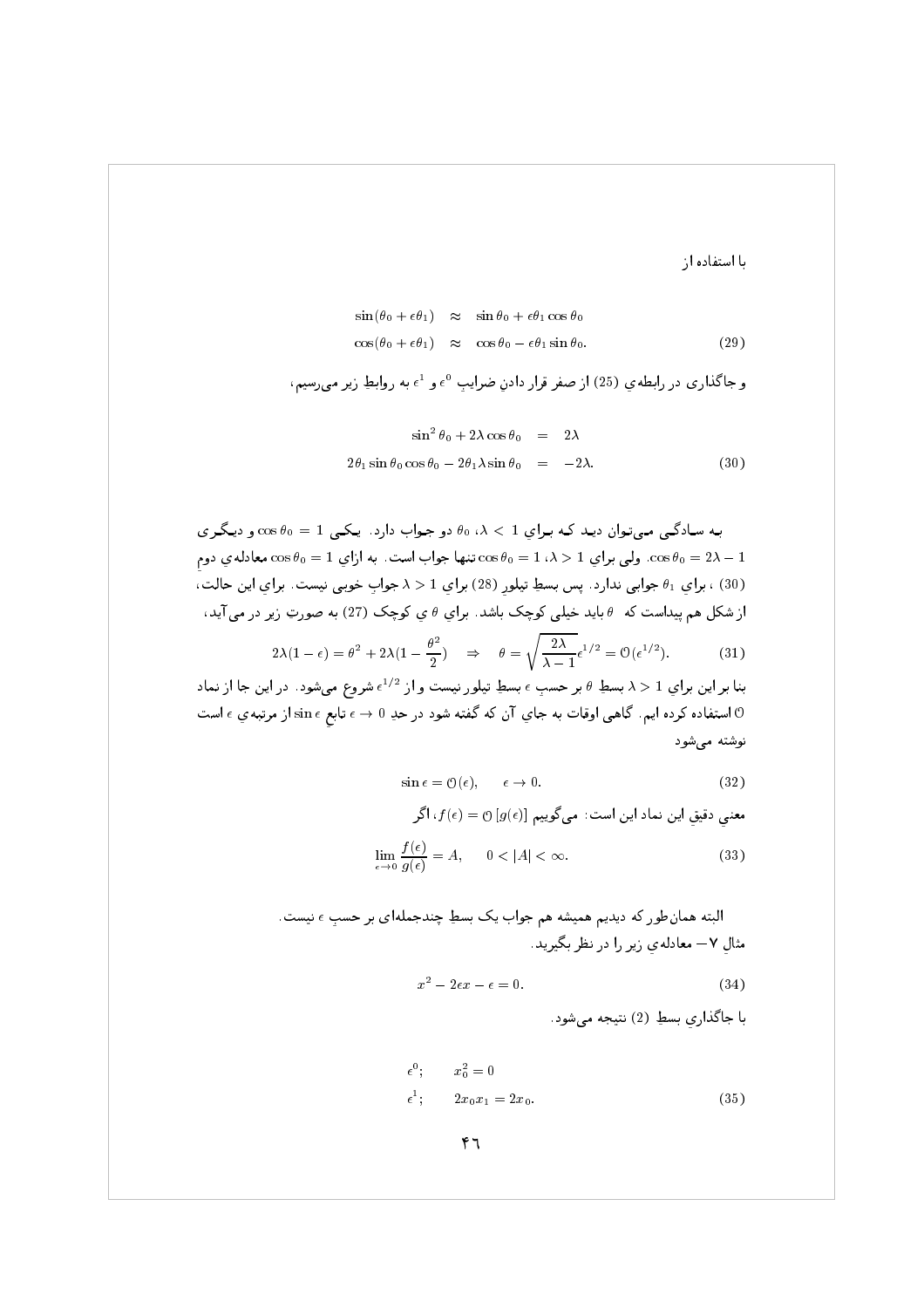با استفاده از

$$
\begin{aligned}
\sin(\theta_0 + \epsilon\theta_1) &\approx \sin\theta_0 + \epsilon\theta_1 \cos\theta_0 \\
\cos(\theta_0 + \epsilon\theta_1) &\approx \cos\theta_0 - \epsilon\theta_1 \sin\theta_0.
\end{aligned} \tag{29}
$$

و جاگذاری در رابطه‌ی (25) از صفر قرار دادنِ ضرایبِ $\epsilon^0$ و $\epsilon^1$ به روابط زیر می‌رسیم،

$$
\begin{aligned}
\sin^2\theta_0 + 2\lambda\cos\theta_0 &= 2\lambda \\
2\theta_1 \sin\theta_0 \cos\theta_0 - 2\theta_1 \lambda \sin\theta_0 &= -2\lambda.
\end{aligned} \tag{30}
$$

به سادگی می‌توان دید که برایِ $\lambda < 1$، $\theta_0$ دو جواب دارد. یکی $\cos\theta_0 = 1$ و دیگری $\cos\theta_0 = 2\lambda - 1$. ولی برای $\lambda > 1$، $\cos\theta_0 = 1$ تنها جواب است. به ازایِ $\cos\theta_0 = 1$ معادله‌ی دومِ (30)، برای $\theta_1$ جوابی ندارد. پس بسطِ تیلورِ (28) برای $\lambda > 1$ جوابِ خوبی نیست. برایِ این حالت، از شکل هم پیداست که $\theta$ باید خیلی کوچک باشد. برای $\theta$ ی کوچک (27) به صورتِ زیر در می‌آید،

$$
2\lambda(1-\epsilon) = \theta^2 + 2\lambda(1 - \frac{\theta^2}{2}) \quad \Rightarrow \quad \theta = \sqrt{\frac{2\lambda}{\lambda - 1}}\epsilon^{1/2} = \mathcal{O}(\epsilon^{1/2}). \tag{31}
$$

بنا بر این برای $\lambda > 1$ بسطِ $\theta$ بر حسبِ $\epsilon$ بسطِ تیلور نیست و از $\epsilon^{1/2}$ شروع می‌شود. در این جا از نماد $\mathcal{O}$ استفاده کرده ایم. گاهی اوقات به جایِ آن که گفته شود در حدِ $\epsilon \to 0$ تابعِ $\sin\epsilon$ از مرتبه‌ی $\epsilon$ است نوشته می‌شود

$$
\sin\epsilon = \mathcal{O}(\epsilon), \qquad \epsilon \to 0. \tag{32}
$$

معنیِ دقیقِ این نماد این است: می‌گوییم $f(\epsilon) = \mathcal{O}\,[g(\epsilon)]$، اگر

$$
\lim_{\epsilon \to 0} \frac{f(\epsilon)}{g(\epsilon)} = A, \qquad 0 < |A| < \infty. \tag{33}
$$

البته همان‌طور که دیدیم همیشه هم جواب یک بسطِ چندجمله‌ای بر حسبِ $\epsilon$ نیست.

مثالِ ۷– معادله‌ی زیر را در نظر بگیرید.

$$
x^2 - 2\epsilon x - \epsilon = 0. \tag{34}
$$

با جاگذاریِ بسطِ (2) نتیجه می‌شود.

$$
\begin{aligned}
\epsilon^0; &\qquad x_0^2 = 0 \\
\epsilon^1; &\qquad 2x_0 x_1 = 2x_0.
\end{aligned} \tag{35}
$$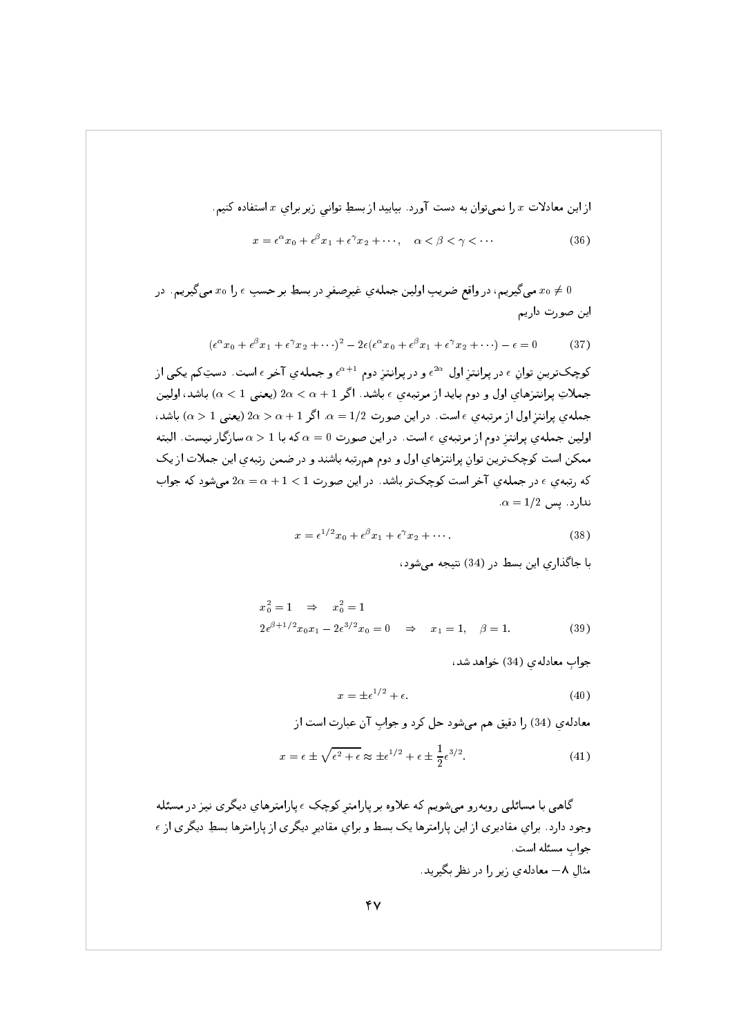از این معادلات $x$ را نمی‌توان به دست آورد. بیایید از بسطِ توانیِ زیر برایِ $x$ استفاده کنیم.

$$x = \epsilon^\alpha x_0 + \epsilon^\beta x_1 + \epsilon^\gamma x_2 + \cdots, \quad \alpha < \beta < \gamma < \cdots \tag{36}$$

$x_0 \neq 0$ می‌گیریم، در واقع ضریبِ اولین جمله‌یِ غیرصفر در بسطِ بر حسبِ $\epsilon$ را $x_0$ می‌گیریم. در این صورت داریم

$$(\epsilon^\alpha x_0 + \epsilon^\beta x_1 + \epsilon^\gamma x_2 + \cdots)^2 - 2\epsilon(\epsilon^\alpha x_0 + \epsilon^\beta x_1 + \epsilon^\gamma x_2 + \cdots) - \epsilon = 0 \tag{37}$$

کوچک‌ترینِ توانِ $\epsilon$ در پرانتزِ اول $\epsilon^{2\alpha}$ و در پرانتزِ دوم $\epsilon^{\alpha+1}$ و جمله‌یِ آخر $\epsilon$ است. دست‌کم یکی از جملاتِ پرانتزهایِ اول و دوم باید از مرتبه‌یِ $\epsilon$ باشد. اگر $2\alpha < \alpha + 1$ (یعنی $\alpha < 1$) باشد، اولین جمله‌یِ پرانتزِ اول از مرتبه‌یِ $\epsilon$ است. در این صورت $\alpha = 1/2$. اگر $2\alpha > \alpha + 1$ (یعنی $\alpha > 1$) باشد، اولین جمله‌یِ پرانتزِ دوم از مرتبه‌یِ $\epsilon$ است. در این صورت $\alpha = 0$ که با $\alpha > 1$ سازگار نیست. البته ممکن است کوچک‌ترین توانِ پرانتزهایِ اول و دوم هم‌رتبه باشند و در ضمنِ رتبه‌یِ این جملات از یک که رتبه‌یِ $\epsilon$ در جمله‌یِ آخر است کوچک‌تر باشد. در این صورت $2\alpha = \alpha + 1 < 1$ می‌شود که جواب ندارد. پس $\alpha = 1/2$.

$$x = \epsilon^{1/2} x_0 + \epsilon^\beta x_1 + \epsilon^\gamma x_2 + \cdots. \tag{38}$$

با جاگذاریِ این بسط در (34) نتیجه می‌شود،

$$\begin{aligned} &x_0^2 = 1 \quad \Rightarrow \quad x_0^2 = 1 \\ &2\epsilon^{\beta+1/2} x_0 x_1 - 2\epsilon^{3/2} x_0 = 0 \quad \Rightarrow \quad x_1 = 1, \quad \beta = 1. \end{aligned} \tag{39}$$

جوابِ معادله‌یِ (34) خواهد شد،

$$x = \pm\epsilon^{1/2} + \epsilon. \tag{40}$$

معادله‌یِ (34) را دقیق هم می‌شود حل کرد و جوابِ آن عبارت است از

$$x = \epsilon \pm \sqrt{\epsilon^2 + \epsilon} \approx \pm\epsilon^{1/2} + \epsilon \pm \frac{1}{2}\epsilon^{3/2}. \tag{41}$$

گاهی با مسائلی روبه‌رو می‌شویم که علاوه بر پارامترِ کوچکِ $\epsilon$ پارامترهایِ دیگری نیز در مسئله وجود دارد. برایِ مقادیری از این پارامترها یک بسط و برایِ مقادیرِ دیگری از پارامترها بسطِ دیگری از $\epsilon$ جوابِ مسئله است.

مثالِ ۸— معادله‌یِ زیر را در نظر بگیرید.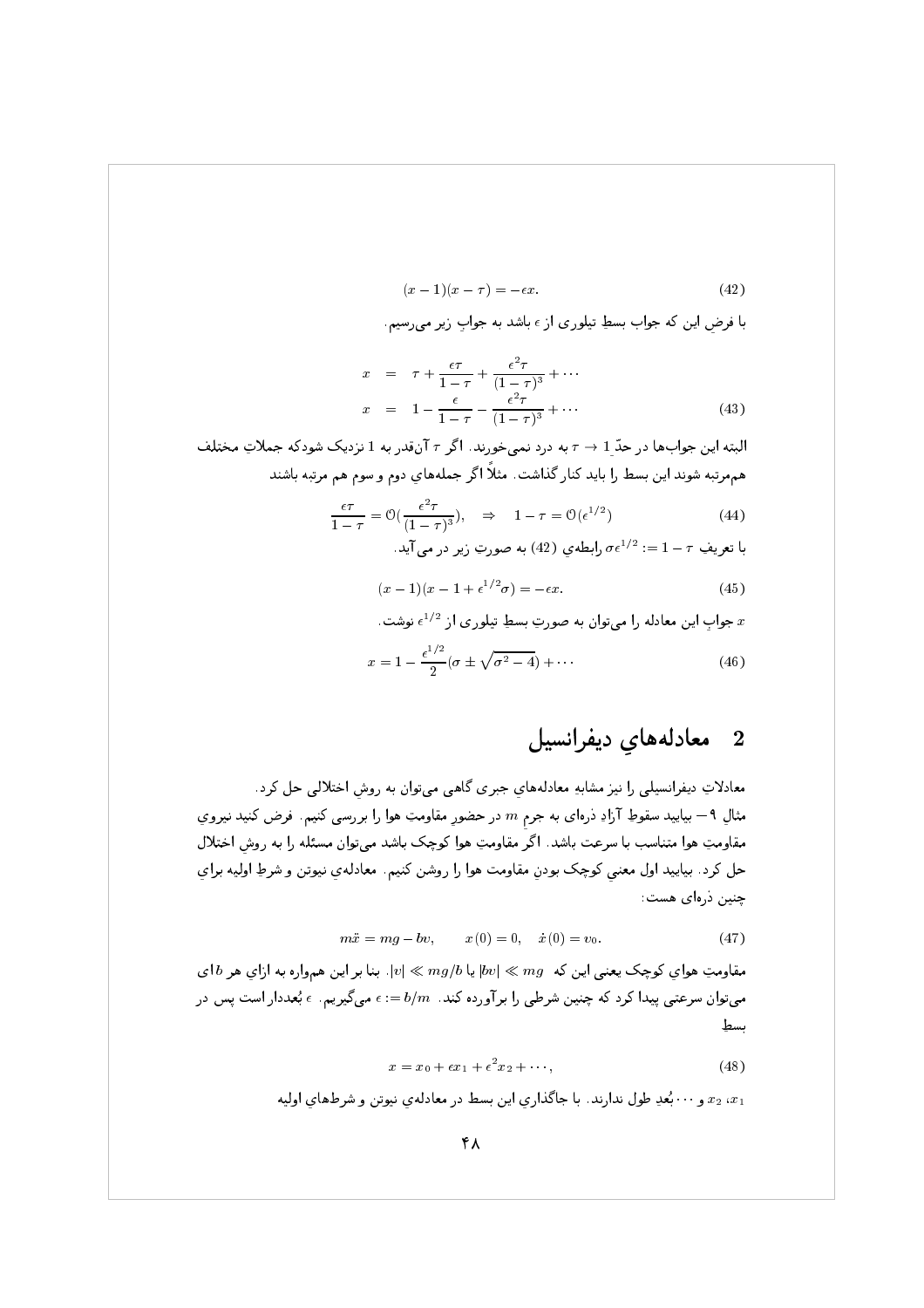$$(x-1)(x-\tau) = -\epsilon x. \tag{42}$$

با فرضِ این که جوابِ بسطِ تیلوری از $\epsilon$ باشد به جوابِ زیر می‌رسیم.

$$\begin{aligned} x &= \tau + \frac{\epsilon\tau}{1-\tau} + \frac{\epsilon^2\tau}{(1-\tau)^3} + \cdots \\ x &= 1 - \frac{\epsilon}{1-\tau} - \frac{\epsilon^2\tau}{(1-\tau)^3} + \cdots \end{aligned} \tag{43}$$

البته این جواب‌ها در حدِّ $\tau \to 1$ به درد نمی‌خورند. اگر $\tau$ آن‌قدر به 1 نزدیک شود که جملاتِ مختلف هم‌مرتبه شوند این بسط را باید کنار گذاشت. مثلاً اگر جمله‌های دوم و سوم هم مرتبه باشند

$$\frac{\epsilon\tau}{1-\tau} = \mathcal{O}\left(\frac{\epsilon^2\tau}{(1-\tau)^3}\right), \quad \Rightarrow \quad 1-\tau = \mathcal{O}(\epsilon^{1/2}) \tag{44}$$

با تعریفِ $1-\tau =: \sigma\epsilon^{1/2}$ رابطه‌ی (42) به صورتِ زیر در می‌آید.

$$(x-1)(x-1+\epsilon^{1/2}\sigma) = -\epsilon x. \tag{45}$$

$x$ جوابِ این معادله را می‌توان به صورتِ بسطِ تیلوری از $\epsilon^{1/2}$ نوشت.

$$x = 1 - \frac{\epsilon^{1/2}}{2}(\sigma \pm \sqrt{\sigma^2 - 4}) + \cdots \tag{46}$$

## 2 معادله‌های دیفرانسیل

معادلاتِ دیفرانسیلی را نیز مشابهِ معادله‌های جبری گاهی می‌توان به روشِ اختلالی حل کرد.

مثالِ ۹– بیایید سقوطِ آزادِ ذره‌ای به جرمِ $m$ در حضورِ مقاومتِ هوا را بررسی کنیم. فرض کنید نیروی مقاومتِ هوا متناسب با سرعت باشد. اگر مقاومتِ هوا کوچک باشد می‌توان مسئله را به روشِ اختلال حل کرد. بیایید اول معنیِ کوچک بودنِ مقاومت هوا را روشن کنیم. معادله‌ی نیوتن و شرطِ اولیه برای چنین ذره‌ای هست:

$$m\ddot{x} = mg - bv, \qquad x(0) = 0, \quad \dot{x}(0) = v_0. \tag{47}$$

مقاومتِ هوای کوچک یعنی این که $|bv| \ll mg$ یا $|v| \ll mg/b$. بنا بر این همواره به ازایِ هر $b$ای می‌توان سرعتی پیدا کرد که چنین شرطی را برآورده کند. $\epsilon := b/m$ می‌گیریم. $\epsilon$ بُعددار است پس در بسطِ

$$x = x_0 + \epsilon x_1 + \epsilon^2 x_2 + \cdots, \tag{48}$$

$x_1$، $x_2$ و $\cdots$ بُعدِ طول ندارند. با جاگذاریِ این بسط در معادله‌ی نیوتن و شرط‌های اولیه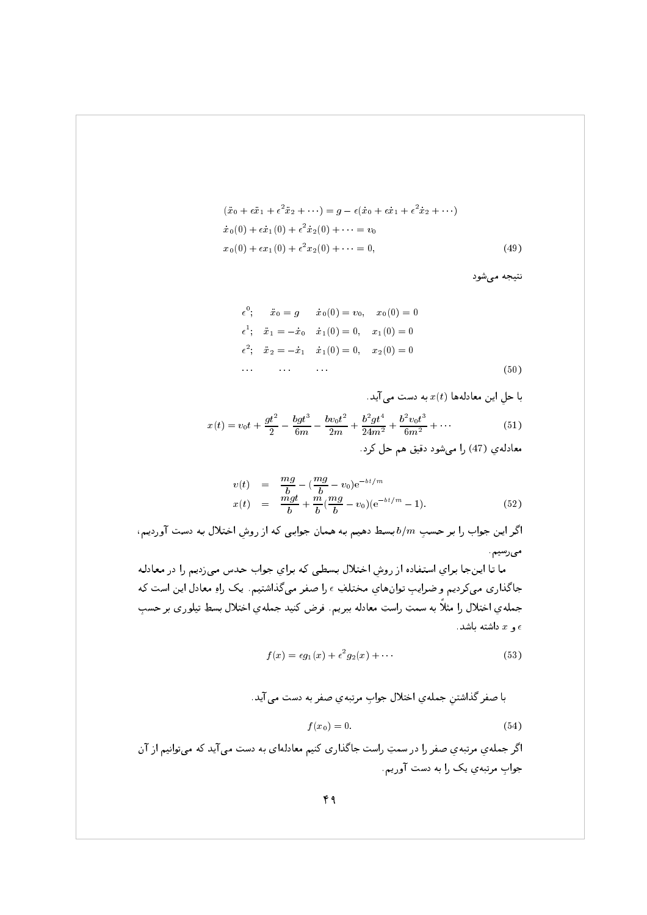$$
\begin{aligned}
&(\ddot{x}_0 + \epsilon \ddot{x}_1 + \epsilon^2 \ddot{x}_2 + \cdots) = g - \epsilon(\dot{x}_0 + \epsilon \dot{x}_1 + \epsilon^2 \dot{x}_2 + \cdots)\\
&\dot{x}_0(0) + \epsilon \dot{x}_1(0) + \epsilon^2 \dot{x}_2(0) + \cdots = v_0\\
&x_0(0) + \epsilon x_1(0) + \epsilon^2 x_2(0) + \cdots = 0,
\end{aligned}
\tag{49}
$$

نتیجه می‌شود

$$
\begin{aligned}
&\epsilon^0; \quad \ddot{x}_0 = g \quad \dot{x}_0(0) = v_0, \quad x_0(0) = 0\\
&\epsilon^1; \quad \ddot{x}_1 = -\dot{x}_0 \quad \dot{x}_1(0) = 0, \quad x_1(0) = 0\\
&\epsilon^2; \quad \ddot{x}_2 = -\dot{x}_1 \quad \dot{x}_1(0) = 0, \quad x_2(0) = 0\\
&\cdots \qquad \cdots \qquad \cdots
\end{aligned}
\tag{50}
$$

با حلِ این معادله‌ها $x(t)$ به دست می‌آید.

$$
x(t) = v_0 t + \frac{gt^2}{2} - \frac{bgt^3}{6m} - \frac{bv_0 t^2}{2m} + \frac{b^2 g t^4}{24m^2} + \frac{b^2 v_0 t^3}{6m^2} + \cdots \tag{51}
$$

معادله‌ی (47) را می‌شود دقیق هم حل کرد.

$$
\begin{aligned}
v(t) &= \frac{mg}{b} - (\frac{mg}{b} - v_0)\mathrm{e}^{-bt/m}\\
x(t) &= \frac{mgt}{b} + \frac{m}{b}(\frac{mg}{b} - v_0)(\mathrm{e}^{-bt/m} - 1).
\end{aligned}
\tag{52}
$$

اگر این جواب را بر حسبِ $b/m$ بسط دهیم به همان جوابی که از روشِ اختلال به دست آوردیم، می‌رسیم.

ما تا این‌جا برای استفاده از روشِ اختلال بسطی که برای جواب حدس می‌زدیم را در معادله جاگذاری می‌کردیم و ضرایبِ توان‌های مختلفِ $\epsilon$ را صفر می‌گذاشتیم. یک راهِ معادل این است که جمله‌ی اختلال را مثلاً به سمتِ راست معادله ببریم. فرض کنید جمله‌ی اختلال بسط تیلوری بر حسبِ $\epsilon$ و $x$ داشته باشد.

$$
f(x) = \epsilon g_1(x) + \epsilon^2 g_2(x) + \cdots \tag{53}
$$

با صفر گذاشتنِ جمله‌ی اختلال جوابِ مرتبه‌ی صفر به دست می‌آید.

$$
f(x_0) = 0. \tag{54}
$$

اگر جمله‌ی مرتبه‌ی صفر را در سمتِ راست جاگذاری کنیم معادله‌ای به دست می‌آید که می‌توانیم از آن جوابِ مرتبه‌ی یک را به دست آوریم.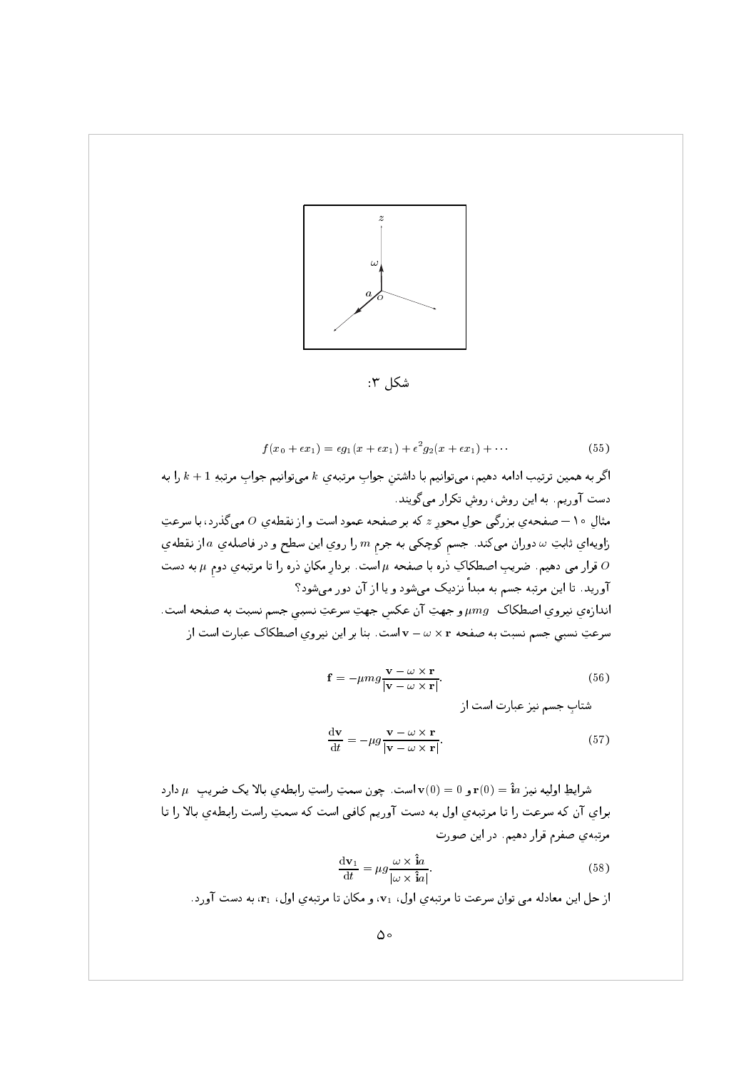شکل ۳:

$$f(x_0+\epsilon x_1)=\epsilon g_1(x+\epsilon x_1)+\epsilon^2 g_2(x+\epsilon x_1)+\cdots \tag{55}$$

اگر به همین ترتیب ادامه دهیم، می‌توانیم با داشتنِ جوابِ مرتبه‌ی $k$ می‌توانیم جوابِ مرتبه‌ِ $k+1$ را به دست آوریم. به این روش، روشِ تکرار می‌گویند.

مثالِ ۱۰ — صفحه‌ی بزرگی حولِ محورِ $z$ که بر صفحه عمود است و از نقطه‌ی $O$ می‌گذرد، با سرعتِ زاویه‌ای ثابتِ $\omega$ دوران می‌کند. جسمِ کوچکی به جرمِ $m$ را روی این سطح و در فاصله‌ی $a$ از نقطه‌ی $O$ قرار می دهیم. ضریبِ اصطکاکِ ذره با صفحه $\mu$ است. بردارِ مکانِ ذره را تا مرتبه‌ی دومِ $\mu$ به دست آورید. تا این مرتبه جسم به مبدأ نزدیک می‌شود و یا از آن دور می‌شود؟

اندازه‌ی نیروی اصطکاک $\mu mg$ و جهتِ آن عکسِ جهتِ سرعتِ نسبی جسم نسبت به صفحه است. سرعتِ نسبی جسم نسبت به صفحه $\mathbf{v}-\omega\times\mathbf{r}$ است. بنا بر این نیروی اصطکاک عبارت است از

$$\mathbf{f}=-\mu mg\frac{\mathbf{v}-\omega\times\mathbf{r}}{|\mathbf{v}-\omega\times\mathbf{r}|}. \tag{56}$$

شتابِ جسم نیز عبارت است از

$$\frac{\mathrm{d}\mathbf{v}}{\mathrm{d}t}=-\mu g\frac{\mathbf{v}-\omega\times\mathbf{r}}{|\mathbf{v}-\omega\times\mathbf{r}|}. \tag{57}$$

شرایطِ اولیه نیز $\mathbf{r}(0)=\hat{\mathbf{i}}a$ و $\mathbf{v}(0)=0$ است. چون سمتِ راستِ رابطه‌ی بالا یک ضریبِ $\mu$ دارد برای آن که سرعت را تا مرتبه‌ی اول به دست آوریم کافی است که سمتِ راست رابطه‌ی بالا را تا مرتبه‌ی صفرم قرار دهیم. در این صورت

$$\frac{\mathrm{d}\mathbf{v}_1}{\mathrm{d}t}=\mu g\frac{\omega\times\hat{\mathbf{i}}a}{|\omega\times\hat{\mathbf{i}}a|}. \tag{58}$$

از حل این معادله می توان سرعت تا مرتبه‌ی اول، $\mathbf{v}_1$، و مکان تا مرتبه‌ی اول، $\mathbf{r}_1$، به دست آورد.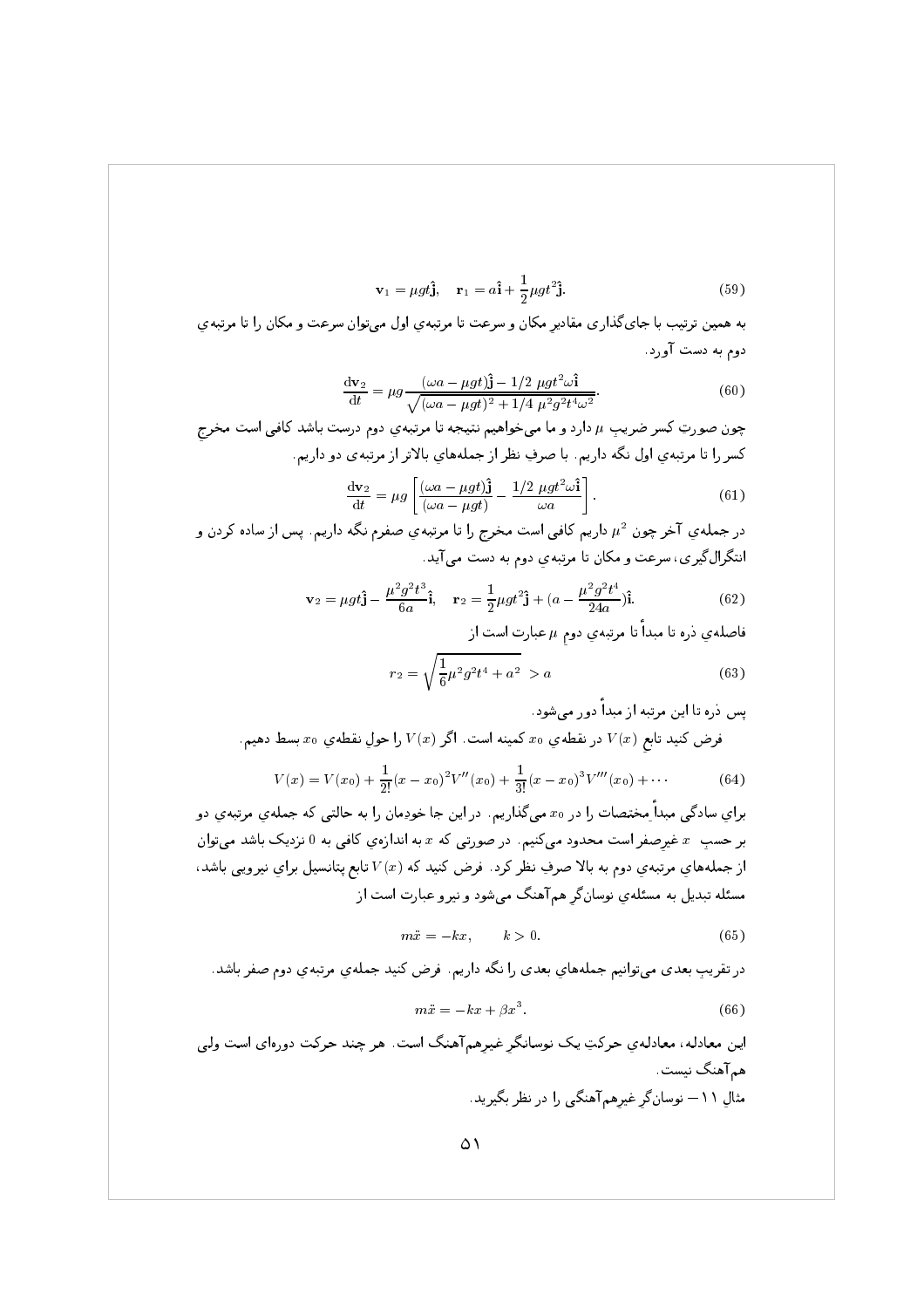$$\mathbf{v}_1 = \mu g t \hat{\mathbf{j}}, \quad \mathbf{r}_1 = a\hat{\mathbf{i}} + \frac{1}{2}\mu g t^2 \hat{\mathbf{j}}. \tag{59}$$

به همین ترتیب با جای‌گذاری مقادیرِ مکان و سرعت تا مرتبه‌ی اول می‌توان سرعت و مکان را تا مرتبه‌ی دوم به دست آورد.

$$\frac{\mathrm{d}\mathbf{v}_2}{\mathrm{d}t} = \mu g \frac{(\omega a - \mu g t)\hat{\mathbf{j}} - 1/2\ \mu g t^2 \omega \hat{\mathbf{i}}}{\sqrt{(\omega a - \mu g t)^2 + 1/4\ \mu^2 g^2 t^4 \omega^2}}. \tag{60}$$

چون صورتِ کسر ضریبِ $\mu$ دارد و ما می‌خواهیم نتیجه تا مرتبه‌ی دوم درست باشد کافی است مخرجِ کسر را تا مرتبه‌ی اول نگه داریم. با صرفِ نظر از جمله‌های بالاتر از مرتبه‌ی دو داریم.

$$\frac{\mathrm{d}\mathbf{v}_2}{\mathrm{d}t} = \mu g \left[ \frac{(\omega a - \mu g t)\hat{\mathbf{j}}}{(\omega a - \mu g t)} - \frac{1/2\ \mu g t^2 \omega \hat{\mathbf{i}}}{\omega a} \right]. \tag{61}$$

در جمله‌ی آخر چون $\mu^2$ داریم کافی است مخرج را تا مرتبه‌ی صفرم نگه داریم. پس از ساده کردن و انتگرال‌گیری، سرعت و مکان تا مرتبه‌ی دوم به دست می‌آید.

$$\mathbf{v}_2 = \mu g t \hat{\mathbf{j}} - \frac{\mu^2 g^2 t^3}{6a}\hat{\mathbf{i}}, \quad \mathbf{r}_2 = \frac{1}{2}\mu g t^2 \hat{\mathbf{j}} + \left(a - \frac{\mu^2 g^2 t^4}{24a}\right)\hat{\mathbf{i}}. \tag{62}$$

فاصله‌ی ذره تا مبدأ تا مرتبه‌ی دومِ $\mu$ عبارت است از

$$r_2 = \sqrt{\frac{1}{6}\mu^2 g^2 t^4 + a^2} \ > a \tag{63}$$

پس ذره تا این مرتبه از مبدأ دور می‌شود.

فرض کنید تابعِ $V(x)$ در نقطه‌ی $x_0$ کمینه است. اگر $V(x)$ را حولِ نقطه‌ی $x_0$ بسط دهیم.

$$V(x) = V(x_0) + \frac{1}{2!}(x - x_0)^2 V''(x_0) + \frac{1}{3!}(x - x_0)^3 V'''(x_0) + \cdots \tag{64}$$

برای سادگی مبدأِ مختصات را در $x_0$ می‌گذاریم. در این جا خودمان را به حالتی که جمله‌ی مرتبه‌ی دو بر حسبِ $x$ غیرصفر است محدود می‌کنیم. در صورتی که $x$ به اندازه‌ی کافی به $0$ نزدیک باشد می‌توان از جمله‌های مرتبه‌ی دوم به بالا صرفِ نظر کرد. فرض کنید که $V(x)$ تابع پتانسیل برای نیرویی باشد، مسئله تبدیل به مسئله‌ی نوسان‌گرِ هم‌آهنگ می‌شود و نیرو عبارت است از

$$m\ddot{x} = -kx, \qquad k > 0. \tag{65}$$

در تقریبِ بعدی می‌توانیم جمله‌های بعدی را نگه داریم. فرض کنید جمله‌ی مرتبه‌ی دوم صفر باشد.

$$m\ddot{x} = -kx + \beta x^3. \tag{66}$$

این معادله، معادله‌ی حرکتِ یک نوسانگرِ غیرهم‌آهنگ است. هر چند حرکت دوره‌ای است ولی هم‌آهنگ نیست.

مثالِ ۱۱ــ نوسان‌گرِ غیرهم‌آهنگی را در نظر بگیرید.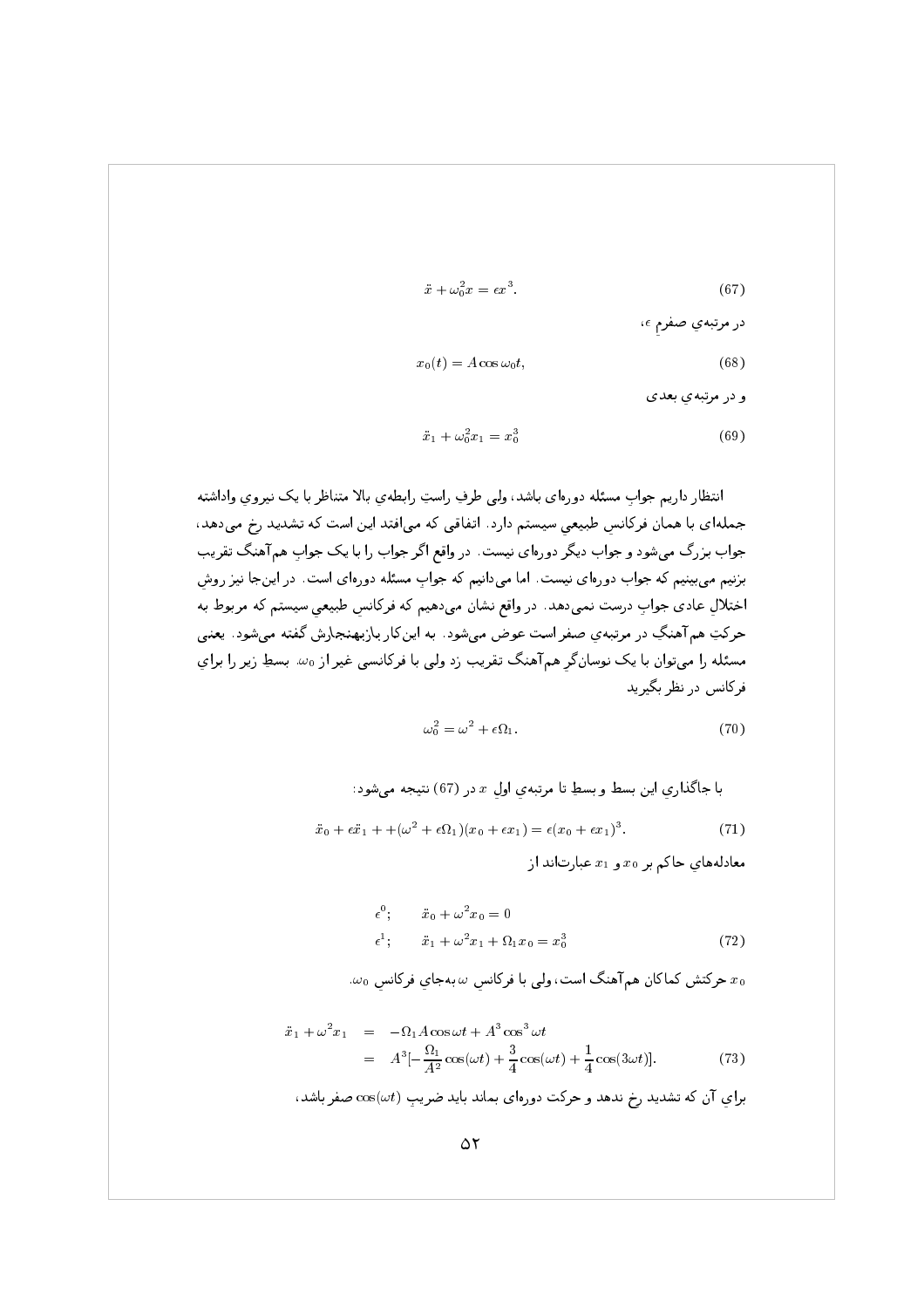$$\ddot{x} + \omega_0^2 x = \epsilon x^3. \tag{67}$$

در مرتبه‌ی صفرمِ $\epsilon$،

$$x_0(t) = A\cos\omega_0 t, \tag{68}$$

و در مرتبه‌ی بعدی

$$\ddot{x}_1 + \omega_0^2 x_1 = x_0^3 \tag{69}$$

انتظار داریم جوابِ مسئله دوره‌ای باشد، ولی طرفِ راستِ رابطه‌ی بالا متناظر با یک نیروی واداشته جمله‌ای با همان فرکانسِ طبیعیِ سیستم دارد. اتفاقی که می‌افتد این است که تشدید رخ می‌دهد، جواب بزرگ می‌شود و جواب دیگر دوره‌ای نیست. در واقع اگر جواب را با یک جوابِ هم‌آهنگ تقریب بزنیم می‌بینیم که جواب دوره‌ای نیست. اما می‌دانیم که جوابِ مسئله دوره‌ای است. در این‌جا نیز روشِ اختلالِ عادی جوابِ درست نمی‌دهد. در واقع نشان می‌دهیم که فرکانسِ طبیعیِ سیستم که مربوط به حرکتِ هم‌آهنگ در مرتبه‌ی صفر است عوض می‌شود. به این‌کار بازبهنجارش گفته می‌شود. یعنی مسئله را می‌توان با یک نوسان‌گرِ هم‌آهنگ تقریب زد ولی با فرکانسی غیر از $\omega_0$. بسطِ زیر را برای فرکانس در نظر بگیرید

$$\omega_0^2 = \omega^2 + \epsilon\Omega_1. \tag{70}$$

با جاگذاریِ این بسط و بسطِ تا مرتبه‌ی اولِ $x$ در (67) نتیجه می‌شود:

$$\ddot{x}_0 + \epsilon\ddot{x}_1 + +(\omega^2 + \epsilon\Omega_1)(x_0 + \epsilon x_1) = \epsilon(x_0 + \epsilon x_1)^3. \tag{71}$$

معادله‌های حاکم بر $x_0$ و $x_1$ عبارت‌اند از

$$\begin{aligned}
\epsilon^0; &\qquad \ddot{x}_0 + \omega^2 x_0 = 0 \\
\epsilon^1; &\qquad \ddot{x}_1 + \omega^2 x_1 + \Omega_1 x_0 = x_0^3
\end{aligned} \tag{72}$$

$x_0$ حرکتش کماکان هم‌آهنگ است، ولی با فرکانسِ $\omega$ به‌جایِ فرکانسِ $\omega_0$.

$$\begin{aligned}
\ddot{x}_1 + \omega^2 x_1 &= -\Omega_1 A\cos\omega t + A^3\cos^3\omega t \\
&= A^3[-\frac{\Omega_1}{A^2}\cos(\omega t) + \frac{3}{4}\cos(\omega t) + \frac{1}{4}\cos(3\omega t)].
\end{aligned} \tag{73}$$

برای آن که تشدید رخ ندهد و حرکت دوره‌ای بماند باید ضریبِ $\cos(\omega t)$ صفر باشد،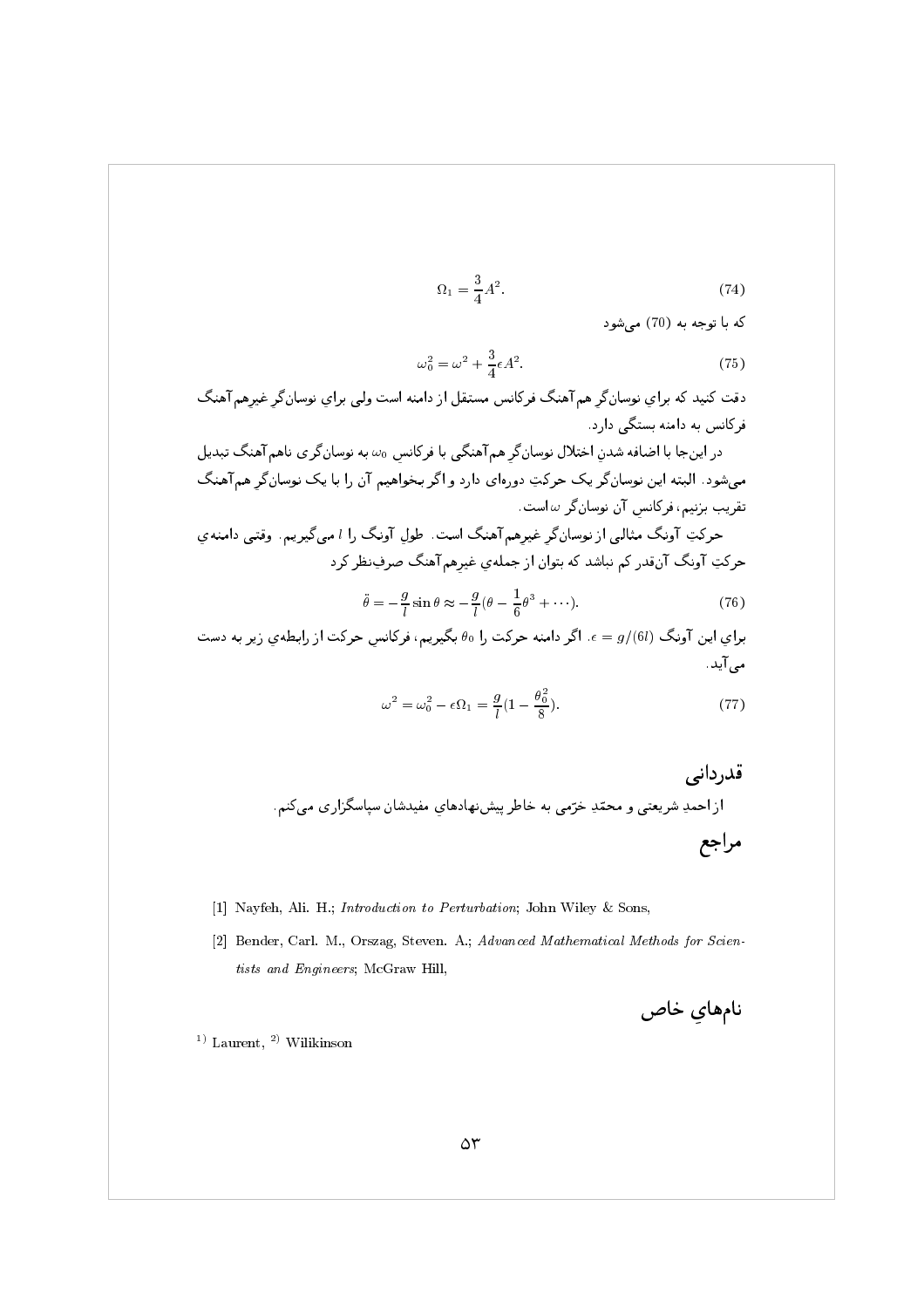$$\Omega_1 = \frac{3}{4}A^2. \tag{74}$$

که با توجه به (70) می‌شود

$$\omega_0^2 = \omega^2 + \frac{3}{4}\epsilon A^2. \tag{75}$$

دقت کنید که برایِ نوسان‌گرِ هم‌آهنگ فرکانس مستقل از دامنه است ولی برایِ نوسان‌گرِ غیرِهم‌آهنگ فرکانس به دامنه بستگی دارد.

در این‌جا با اضافه شدنِ اختلال نوسان‌گرِ هم‌آهنگی با فرکانسِ $\omega_0$ به نوسان‌گری ناهم‌آهنگ تبدیل می‌شود. البته این نوسان‌گر یک حرکتِ دوره‌ای دارد و اگر بخواهیم آن را با یک نوسان‌گرِ هم‌آهنگ تقریب بزنیم، فرکانسِ آن نوسان‌گر $\omega$ است.

حرکتِ آونگ مثالی از نوسان‌گرِ غیرِهم‌آهنگ است. طولِ آونگ را $l$ می‌گیریم. وقتی دامنه‌ی حرکتِ آونگ آن‌قدر کم نباشد که بتوان از جمله‌ی غیرِهم‌آهنگ صرف‌نظر کرد

$$\ddot{\theta} = -\frac{g}{l}\sin\theta \approx -\frac{g}{l}(\theta - \frac{1}{6}\theta^3 + \cdots). \tag{76}$$

برایِ این آونگ $\epsilon = g/(6l)$. اگر دامنه حرکت را $\theta_0$ بگیریم، فرکانسِ حرکت از رابطه‌ی زیر به دست می‌آید.

$$\omega^2 = \omega_0^2 - \epsilon\Omega_1 = \frac{g}{l}(1 - \frac{\theta_0^2}{8}). \tag{77}$$

## قدردانی

از احمدِ شریعتی و محمّدِ خرّمی به خاطرِ پیش‌نهادهایِ مفیدشان سپاسگزاری می‌کنم.

## مراجع

[1] Nayfeh, Ali. H.; *Introduction to Perturbation*; John Wiley & Sons,

[2] Bender, Carl. M., Orszag, Steven. A.; *Advanced Mathematical Methods for Scientists and Engineers*; McGraw Hill,

## نام‌هایِ خاص

[1] Laurent, [2] Wilikinson